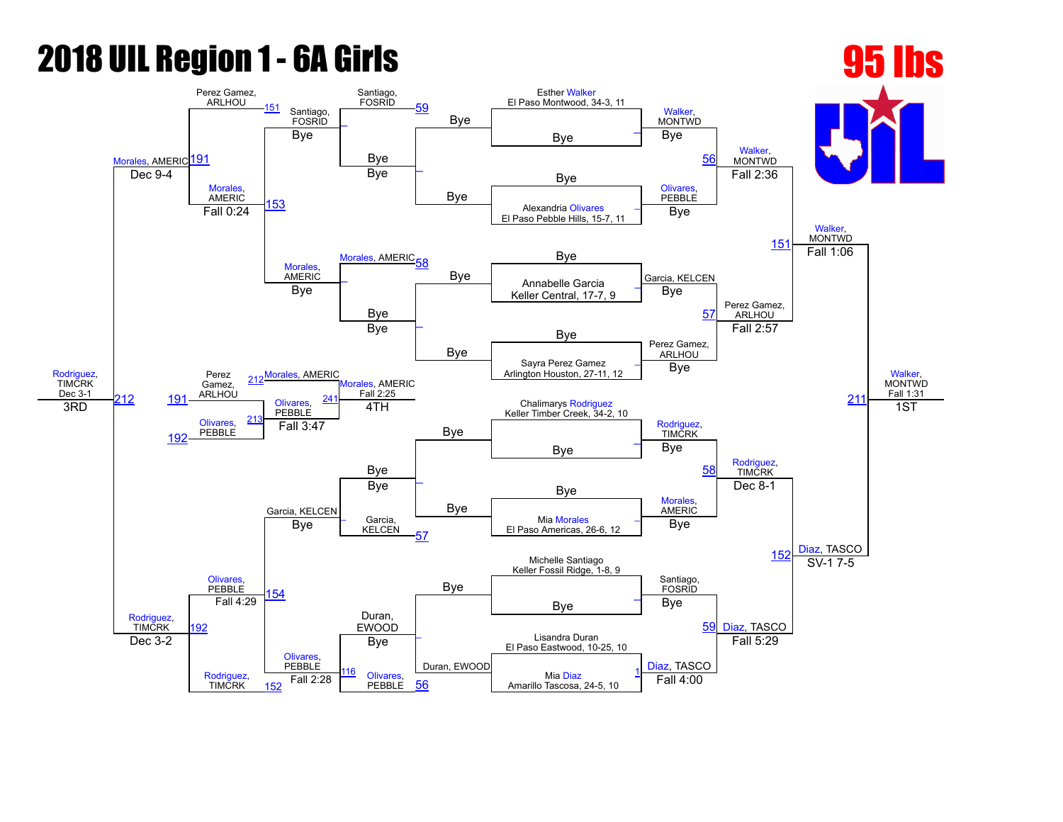# 2018 UIL Region 1 - 6A Girls

## 95 lbs

### Championship Bracket

**Round 1 / Round 2**

| Wrestler | Result |
| --- | --- |
| Esther Walker, El Paso Montwood, 34-3, 11 | Bye |
| Alexandria Olivares, El Paso Pebble Hills, 15-7, 11 | Bye |
| Annabelle Garcia, Keller Central, 17-7, 9 | Bye |
| Sayra Perez Gamez, Arlington Houston, 27-11, 12 | Bye |
| Chalimarys Rodriguez, Keller Timber Creek, 34-2, 10 | Bye |
| Mia Morales, El Paso Americas, 26-6, 12 | Bye |
| Michelle Santiago, Keller Fossil Ridge, 1-8, 9 | Bye |
| Lisandra Duran, El Paso Eastwood, 10-25, 10 | |
| Mia Diaz, Amarillo Tascosa, 24-5, 10 | |

- Walker, MONTWD — Bye
- Olivares, PEBBLE — Bye
- Garcia, KELCEN — Bye
- Perez Gamez, ARLHOU — Bye
- Rodriguez, TIMCRK — Bye
- Morales, AMERIC — Bye
- Santiago, FOSRID — Bye
- Diaz, TASCO — Fall 4:00 (over Duran, EWOOD) [1]

**Quarterfinals**

- [56] Walker, MONTWD — Fall 2:36
- [57] Perez Gamez, ARLHOU — Fall 2:57
- [58] Rodriguez, TIMCRK — Dec 8-1
- [59] Diaz, TASCO — Fall 5:29

**Semifinals**

- [151] Walker, MONTWD — Fall 1:06
- [152] Diaz, TASCO — SV-1 7-5

**Final**

- [211] Walker, MONTWD — Fall 1:31 — 1ST

### Consolation Bracket

- [59] Santiago, FOSRID — Bye
- [58] Morales, AMERIC — Bye
- [57] Garcia, KELCEN — Bye
- [56] Olivares, PEBBLE (Duran, EWOOD — Bye)
- [116] Olivares, PEBBLE — Fall 2:28
- [151] Perez Gamez, ARLHOU; Santiago, FOSRID — Bye
- [153] Morales, AMERIC — Fall 0:24
- Morales, AMERIC — Bye
- Garcia, KELCEN — Bye
- [154] Olivares, PEBBLE — Fall 4:29
- [152] Rodriguez, TIMCRK
- [191] Morales, AMERIC — Dec 9-4
- [192] Rodriguez, TIMCRK — Dec 3-2
- [191] Perez Gamez, ARLHOU; [192] Olivares, PEBBLE
- [213] Olivares, PEBBLE — Fall 3:47
- [212] Morales, AMERIC
- [241] Morales, AMERIC — Fall 2:25 — 4TH
- [212] Rodriguez, TIMCRK — Dec 3-1 — 3RD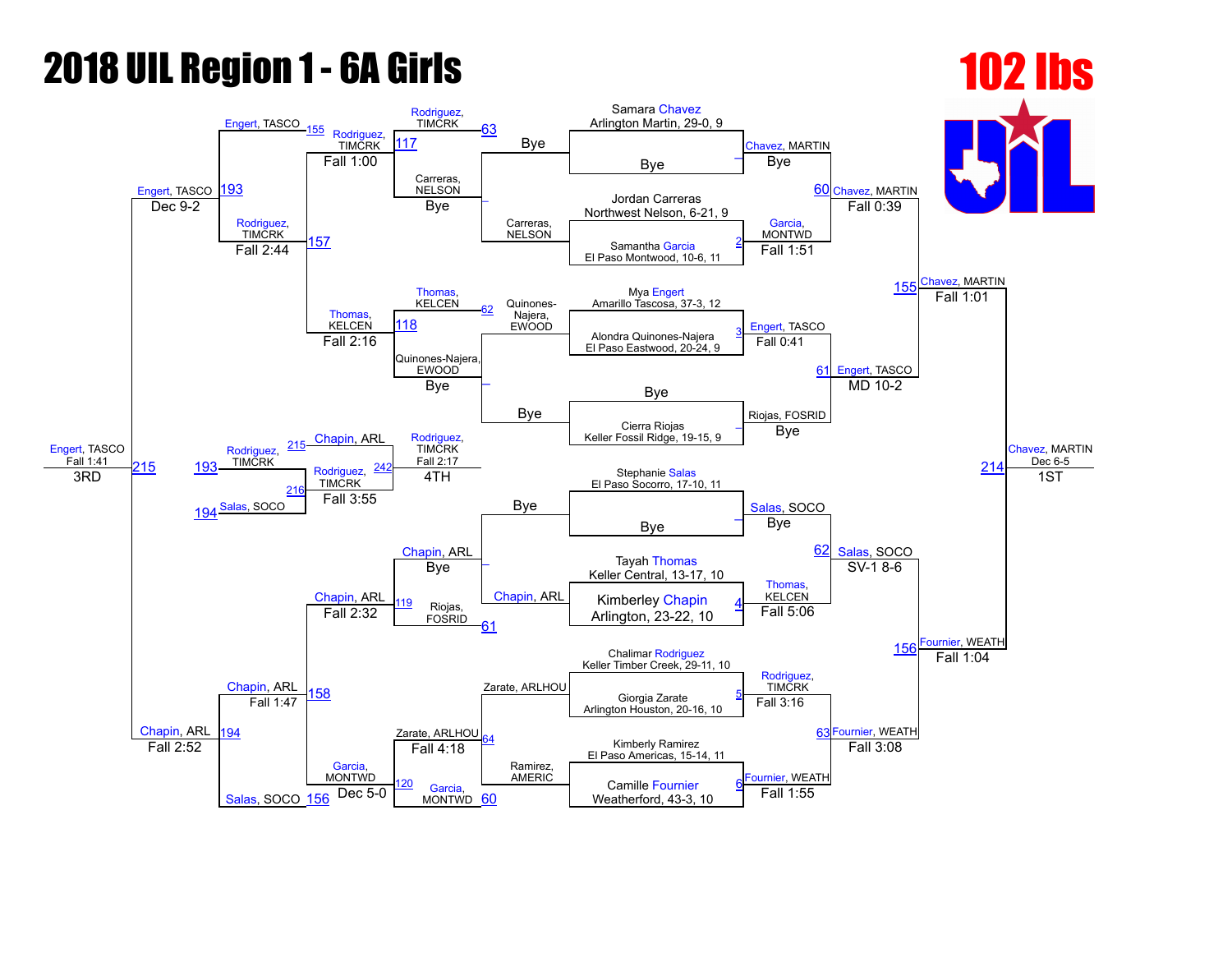# 2018 UIL Region 1 - 6A Girls

## 102 lbs

### Championship Bracket

**First Round**

| Bout | Wrestler | Opponent | Result |
|---|---|---|---|
| — | Samara Chavez, Arlington Martin, 29-0, 9 | Bye | Chavez, MARTIN — Bye |
| 2 | Jordan Carreras, Northwest Nelson, 6-21, 9 | Samantha Garcia, El Paso Montwood, 10-6, 11 | Garcia, MONTWD — Fall 1:51 |
| 3 | Mya Engert, Amarillo Tascosa, 37-3, 12 | Alondra Quinones-Najera, El Paso Eastwood, 20-24, 9 | Engert, TASCO — Fall 0:41 |
| — | Bye | Cierra Riojas, Keller Fossil Ridge, 19-15, 9 | Riojas, FOSRID — Bye |
| — | Stephanie Salas, El Paso Socorro, 17-10, 11 | Bye | Salas, SOCO — Bye |
| 4 | Tayah Thomas, Keller Central, 13-17, 10 | Kimberley Chapin, Arlington, 23-22, 10 | Thomas, KELCEN — Fall 5:06 |
| 5 | Chalimar Rodriguez, Keller Timber Creek, 29-11, 10 | Giorgia Zarate, Arlington Houston, 20-16, 10 | Rodriguez, TIMCRK — Fall 3:16 |
| 6 | Kimberly Ramirez, El Paso Americas, 15-14, 11 | Camille Fournier, Weatherford, 43-3, 10 | Fournier, WEATH — Fall 1:55 |

**Quarterfinals**

| Bout | Result |
|---|---|
| 60 | Chavez, MARTIN — Fall 0:39 |
| 61 | Engert, TASCO — MD 10-2 |
| 62 | Salas, SOCO — SV-1 8-6 |
| 63 | Fournier, WEATH — Fall 3:08 |

**Semifinals**

| Bout | Result |
|---|---|
| 155 | Chavez, MARTIN — Fall 1:01 |
| 156 | Fournier, WEATH — Fall 1:04 |

**Final**

| Bout | Result |
|---|---|
| 214 | Chavez, MARTIN — Dec 6-5 — 1ST |

### Consolation Bracket

| Bout | Wrestlers | Result |
|---|---|---|
| — | Carreras, NELSON vs Bye | Carreras, NELSON — Bye |
| — | Quinones-Najera, EWOOD vs Bye | Quinones-Najera, EWOOD — Bye |
| — | Bye vs Chapin, ARL | Chapin, ARL — Bye |
| 60 | Ramirez, AMERIC vs Zarate, ARLHOU | Zarate, ARLHOU |
| 63 | Rodriguez, TIMCRK vs Carreras, NELSON | Rodriguez, TIMCRK — Bye |
| — | Carreras, NELSON | Bye |
| 62 | Thomas, KELCEN vs Quinones-Najera, EWOOD | Quinones-Najera, EWOOD — Bye |
| 61 | Chapin, ARL vs Riojas, FOSRID | Chapin, ARL — Bye |
| 64 | Zarate, ARLHOU vs Garcia, MONTWD | Zarate, ARLHOU — Fall 4:18 |
| 117 | Rodriguez, TIMCRK vs Carreras, NELSON | Rodriguez, TIMCRK — Fall 1:00 |
| 118 | Thomas, KELCEN vs Quinones-Najera, EWOOD | Thomas, KELCEN — Fall 2:16 |
| 119 | Chapin, ARL vs Riojas, FOSRID | Chapin, ARL — Fall 2:32 |
| 120 | Zarate, ARLHOU vs Garcia, MONTWD | Garcia, MONTWD — Dec 5-0 |
| 155 | Engert, TASCO vs Rodriguez, TIMCRK | — |
| 157 | Rodriguez, TIMCRK vs Thomas, KELCEN | Rodriguez, TIMCRK — Fall 2:44 |
| 158 | Chapin, ARL vs Garcia, MONTWD | Chapin, ARL — Fall 1:47 |
| 156 | Salas, SOCO | — |
| 193 | Engert, TASCO vs Rodriguez, TIMCRK | Engert, TASCO — Dec 9-2 |
| 194 | Chapin, ARL vs Salas, SOCO | Chapin, ARL — Fall 2:52 |
| 215 | Engert, TASCO vs Chapin, ARL | Engert, TASCO — Fall 1:41 — 3RD |
| 216 | Rodriguez, TIMCRK vs Salas, SOCO | Rodriguez, TIMCRK — Fall 3:55 |
| 242 | Chapin, ARL vs Rodriguez, TIMCRK | Rodriguez, TIMCRK — Fall 2:17 — 4TH |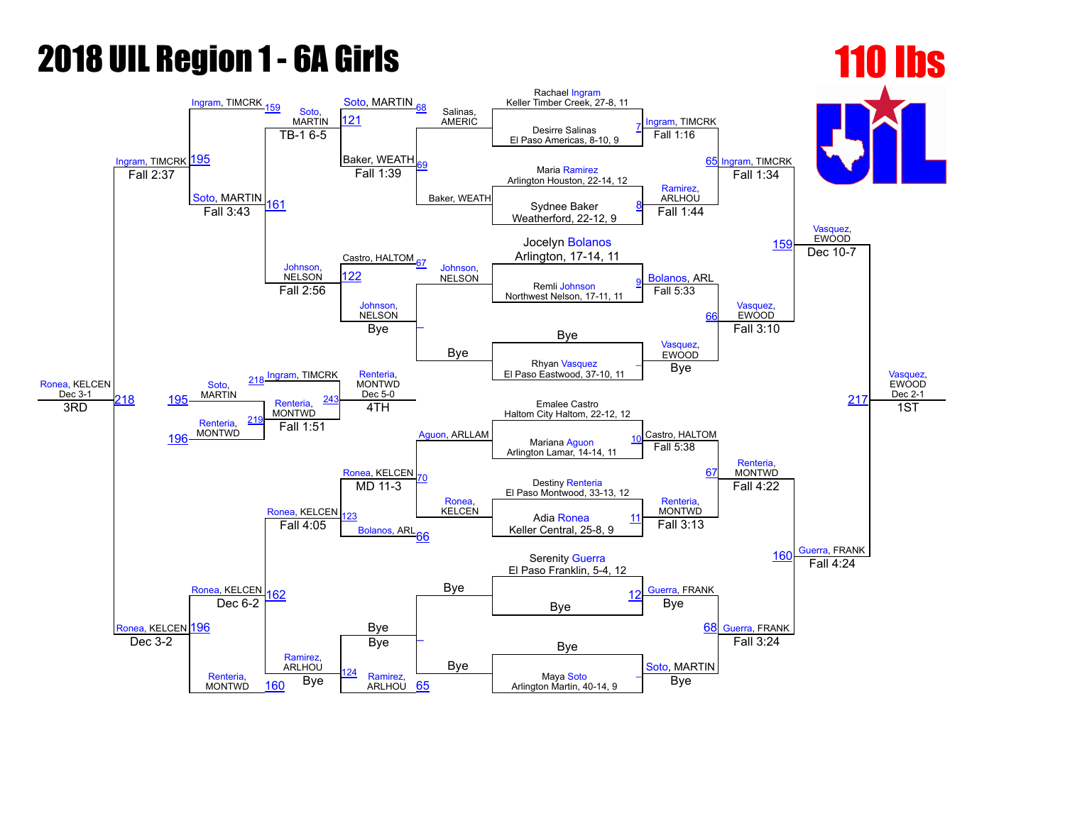# 2018 UIL Region 1 - 6A Girls

## 110 lbs

### Championship Bracket

**First Round / Pre-Quarterfinals**

- Match 7: Rachael Ingram, Keller Timber Creek, 27-8, 11 vs Desirre Salinas, El Paso Americas, 8-10, 9 — Ingram, TIMCRK, Fall 1:16
- Match 8: Maria Ramirez, Arlington Houston, 22-14, 12 vs Sydnee Baker, Weatherford, 22-12, 9 — Ramirez, ARLHOU, Fall 1:44
- Match 9: Jocelyn Bolanos, Arlington, 17-14, 11 vs Remli Johnson, Northwest Nelson, 17-11, 11 — Bolanos, ARL, Fall 5:33
- Rhyan Vasquez, El Paso Eastwood, 37-10, 11 — Bye — Vasquez, EWOOD
- Match 10: Emalee Castro, Haltom City Haltom, 22-12, 12 vs Mariana Aguon, Arlington Lamar, 14-14, 11 — Castro, HALTOM, Fall 5:38
- Match 11: Destiny Renteria, El Paso Montwood, 33-13, 12 vs Adia Ronea, Keller Central, 25-8, 9 — Renteria, MONTWD, Fall 3:13
- Match 12: Serenity Guerra, El Paso Franklin, 5-4, 12 — Bye — Guerra, FRANK
- Maya Soto, Arlington Martin, 40-14, 9 — Bye — Soto, MARTIN

**Quarterfinals**

- Match 65: Ingram, TIMCRK vs Ramirez, ARLHOU — Ingram, TIMCRK, Fall 1:34
- Match 66: Bolanos, ARL vs Vasquez, EWOOD — Vasquez, EWOOD, Fall 3:10
- Match 67: Castro, HALTOM vs Renteria, MONTWD — Renteria, MONTWD, Fall 4:22
- Match 68: Guerra, FRANK vs Soto, MARTIN — Guerra, FRANK, Fall 3:24

**Semifinals**

- Match 159: Ingram, TIMCRK vs Vasquez, EWOOD — Vasquez, EWOOD, Dec 10-7
- Match 160: Renteria, MONTWD vs Guerra, FRANK — Guerra, FRANK, Fall 4:24

**Final**

- Match 217: Vasquez, EWOOD vs Guerra, FRANK — Vasquez, EWOOD, Dec 2-1 — 1ST

### Consolation Bracket

**Consolation Round 1**

- Match 68: Salinas, AMERIC vs Baker, WEATH — Baker, WEATH, Fall 1:39
- Match 69 / Match 67: Johnson, NELSON — Bye — Johnson, NELSON
- Match 70: Aguon, ARLLAM vs Ronea, KELCEN — Ronea, KELCEN, MD 11-3
- Bye vs Bye — Bye

**Consolation Round 2**

- Match 121: Soto, MARTIN vs Baker, WEATH — Soto, MARTIN, TB-1 6-5
- Match 122: Castro, HALTOM vs Johnson, NELSON — Johnson, NELSON, Fall 2:56
- Match 123: Ronea, KELCEN vs Bolanos, ARL — Ronea, KELCEN, Fall 4:05
- Match 124: Ramirez, ARLHOU — Bye — Ramirez, ARLHOU

**Consolation Semifinals**

- Match 161: Soto, MARTIN vs Johnson, NELSON — Soto, MARTIN, Fall 3:43
- Match 162: Ronea, KELCEN vs Ramirez, ARLHOU — Ronea, KELCEN, Dec 6-2

**Consolation Finals**

- Match 195: Ingram, TIMCRK vs Soto, MARTIN — Ingram, TIMCRK, Fall 2:37
- Match 196: Ronea, KELCEN vs Renteria, MONTWD — Ronea, KELCEN, Dec 3-2

**3rd Place**

- Match 218: Ingram, TIMCRK vs Ronea, KELCEN — Ronea, KELCEN, Dec 3-1 — 3RD

**Wrestleback / 4th Place**

- Match 219: Soto, MARTIN vs Renteria, MONTWD — Renteria, MONTWD, Fall 1:51
- Match 243: Ingram, TIMCRK vs Renteria, MONTWD — Renteria, MONTWD, Dec 5-0 — 4TH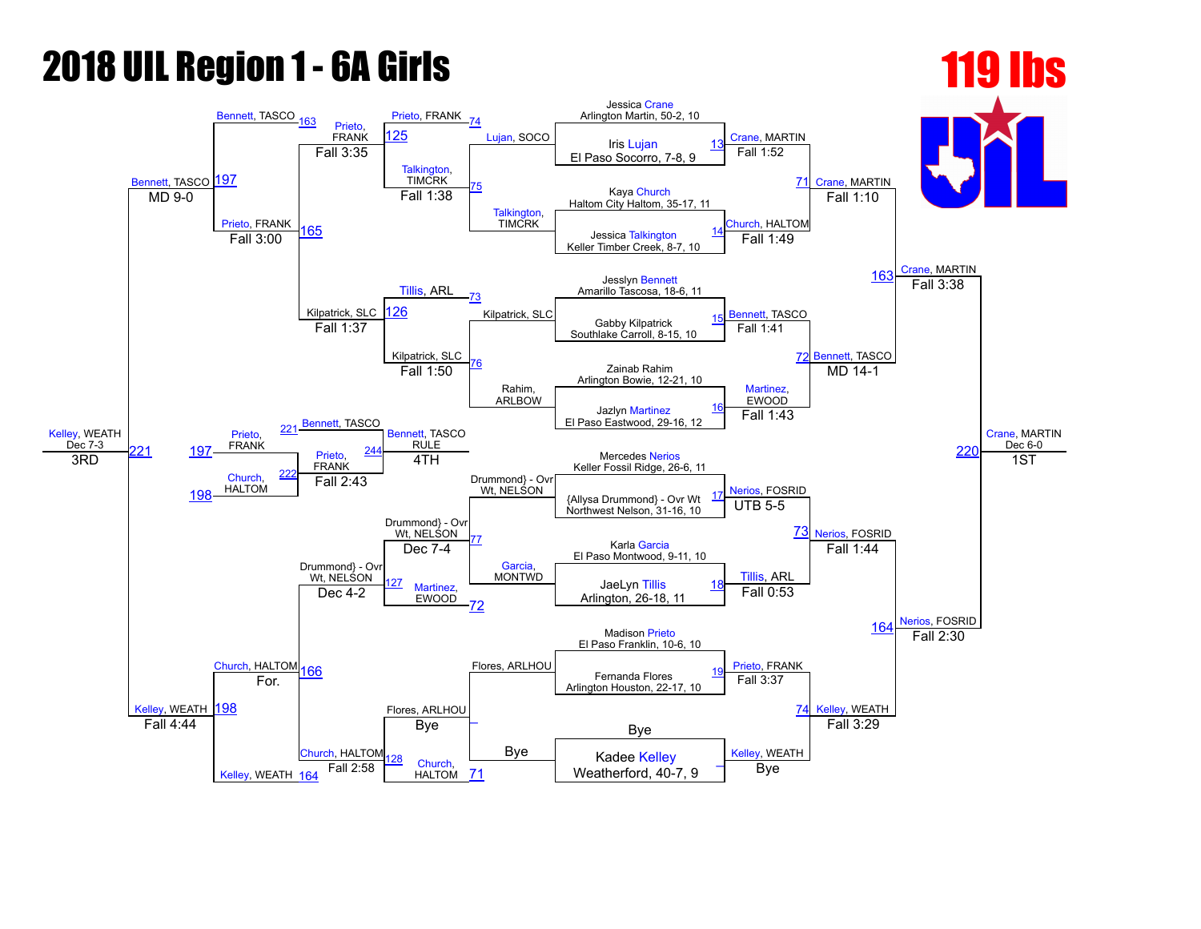# 2018 UIL Region 1 - 6A Girls

## 119 lbs

### Championship Bracket

**First Round**

| Bout | Wrestler | Wrestler | Winner | Result |
|---|---|---|---|---|
| 13 | Jessica Crane, Arlington Martin, 50-2, 10 | Iris Lujan, El Paso Socorro, 7-8, 9 | Crane, MARTIN | Fall 1:52 |
| 14 | Kaya Church, Haltom City Haltom, 35-17, 11 | Jessica Talkington, Keller Timber Creek, 8-7, 10 | Church, HALTOM | Fall 1:49 |
| 15 | Jesslyn Bennett, Amarillo Tascosa, 18-6, 11 | Gabby Kilpatrick, Southlake Carroll, 8-15, 10 | Bennett, TASCO | Fall 1:41 |
| 16 | Zainab Rahim, Arlington Bowie, 12-21, 10 | Jazlyn Martinez, El Paso Eastwood, 29-16, 12 | Martinez, EWOOD | Fall 1:43 |
| 17 | Mercedes Nerios, Keller Fossil Ridge, 26-6, 11 | {Allysa Drummond} - Ovr Wt, Northwest Nelson, 31-16, 10 | Nerios, FOSRID | UTB 5-5 |
| 18 | Karla Garcia, El Paso Montwood, 9-11, 10 | JaeLyn Tillis, Arlington, 26-18, 11 | Tillis, ARL | Fall 0:53 |
| 19 | Madison Prieto, El Paso Franklin, 10-6, 10 | Fernanda Flores, Arlington Houston, 22-17, 10 | Prieto, FRANK | Fall 3:37 |
| — | Bye | Kadee Kelley, Weatherford, 40-7, 9 | Kelley, WEATH | Bye |

**Quarterfinals**

| Bout | Winner | Result |
|---|---|---|
| 71 | Crane, MARTIN | Fall 1:10 |
| 72 | Bennett, TASCO | MD 14-1 |
| 73 | Nerios, FOSRID | Fall 1:44 |
| 74 | Kelley, WEATH | Fall 3:29 |

**Semifinals**

| Bout | Winner | Result |
|---|---|---|
| 163 | Crane, MARTIN | Fall 3:38 |
| 164 | Nerios, FOSRID | Fall 2:30 |

**Final**

| Bout | Winner | Result | Place |
|---|---|---|---|
| 220 | Crane, MARTIN | Dec 6-0 | 1ST |

### Consolation Bracket

**First Round**

| Bout | Wrestlers | Winner | Result |
|---|---|---|---|
| 74 | Prieto, FRANK vs Lujan, SOCO | Prieto, FRANK | |
| 75 | Talkington, TIMCRK vs Talkington, TIMCRK | Talkington, TIMCRK | Fall 1:38 |
| 76 | Kilpatrick, SLC vs Rahim, ARLBOW | Kilpatrick, SLC | Fall 1:50 |
| 77 | Drummond} - Ovr Wt, NELSON vs Garcia, MONTWD | Drummond} - Ovr Wt, NELSON | Dec 7-4 |
| — | Flores, ARLHOU vs Bye | Flores, ARLHOU | Bye |

**Second Round**

| Bout | Wrestlers | Winner | Result |
|---|---|---|---|
| 125 | Prieto, FRANK vs Talkington, TIMCRK | Prieto, FRANK | Fall 3:35 |
| 126 | Tillis, ARL vs Kilpatrick, SLC | Kilpatrick, SLC | Fall 1:37 |
| 127 | Drummond} - Ovr Wt, NELSON vs Martinez, EWOOD | Drummond} - Ovr Wt, NELSON | Dec 4-2 |
| 128 | Flores, ARLHOU vs Church, HALTOM | Church, HALTOM | Fall 2:58 |

**Third Round**

| Bout | Wrestlers | Winner | Result |
|---|---|---|---|
| 165 | Prieto, FRANK vs Kilpatrick, SLC | Prieto, FRANK | Fall 3:00 |
| 166 | Church, HALTOM vs Drummond} - Ovr Wt, NELSON | Church, HALTOM | For. |

**Consolation Semifinals**

| Bout | Wrestlers | Winner | Result |
|---|---|---|---|
| 197 | Bennett, TASCO vs Prieto, FRANK | Bennett, TASCO | MD 9-0 |
| 198 | Church, HALTOM vs Kelley, WEATH | Kelley, WEATH | Fall 4:44 |

**3rd Place**

| Bout | Winner | Result | Place |
|---|---|---|---|
| 221 | Kelley, WEATH | Dec 7-3 | 3RD |

**4th Place**

| Bout | Winner | Result | Place |
|---|---|---|---|
| 244 | Bennett, TASCO | RULE | 4TH |

**5th Place**

| Bout | Wrestlers | Winner | Result |
|---|---|---|---|
| 222 | Prieto, FRANK (197) vs Church, HALTOM (198) | Prieto, FRANK | Fall 2:43 |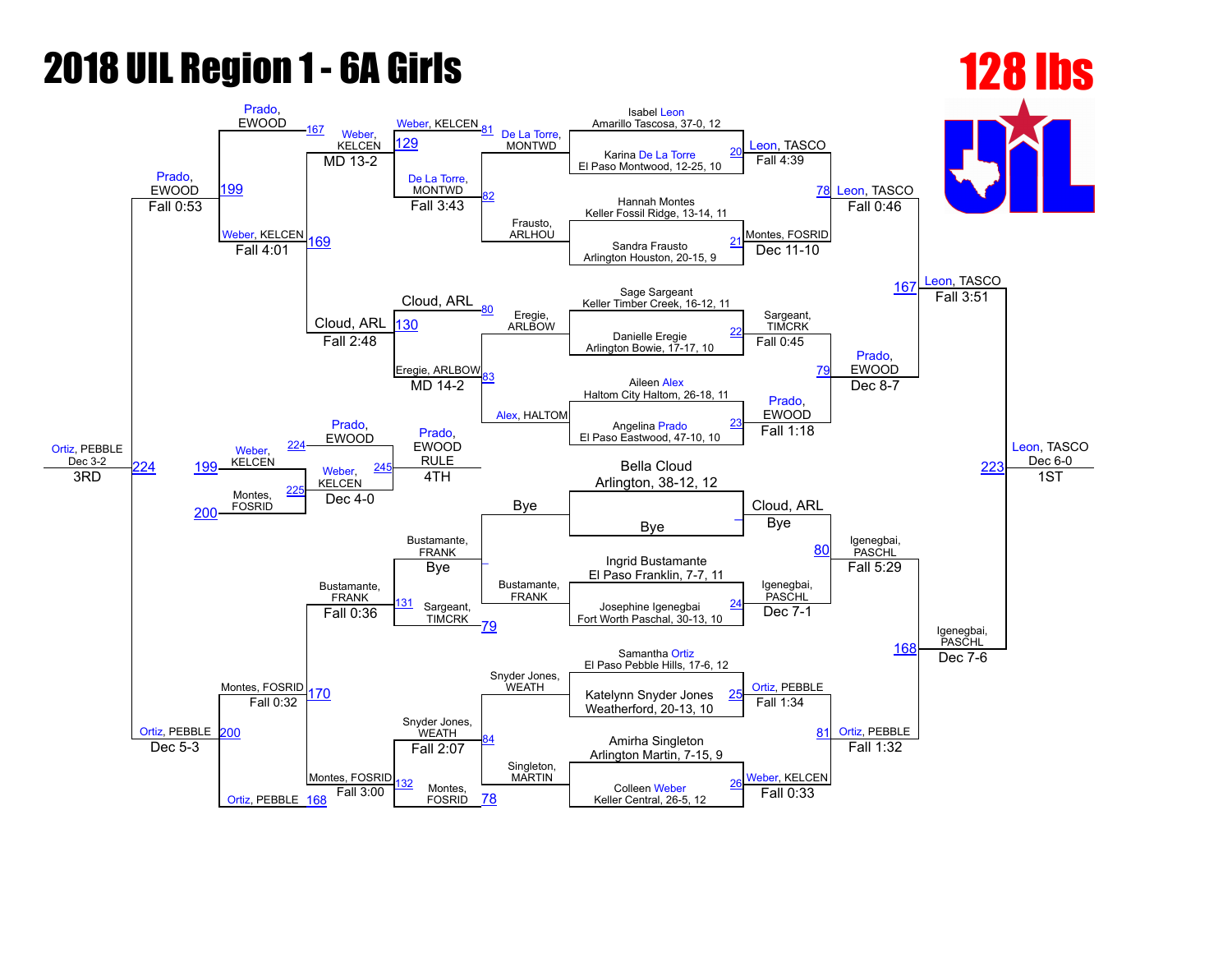# 2018 UIL Region 1 - 6A Girls

## 128 lbs

### Championship Bracket

**First Round**

| Match | Wrestler | Wrestler | Winner | Result |
|---|---|---|---|---|
| 20 | Isabel Leon, Amarillo Tascosa, 37-0, 12 | Karina De La Torre, El Paso Montwood, 12-25, 10 | Leon, TASCO | Fall 4:39 |
| 21 | Hannah Montes, Keller Fossil Ridge, 13-14, 11 | Sandra Frausto, Arlington Houston, 20-15, 9 | Montes, FOSRID | Dec 11-10 |
| 22 | Sage Sargeant, Keller Timber Creek, 16-12, 11 | Danielle Eregie, Arlington Bowie, 17-17, 10 | Sargeant, TIMCRK | Fall 0:45 |
| 23 | Aileen Alex, Haltom City Haltom, 26-18, 11 | Angelina Prado, El Paso Eastwood, 47-10, 10 | Prado, EWOOD | Fall 1:18 |
| _ | Bella Cloud, Arlington, 38-12, 12 | Bye | Cloud, ARL | Bye |
| 24 | Ingrid Bustamante, El Paso Franklin, 7-7, 11 | Josephine Igenegbai, Fort Worth Paschal, 30-13, 10 | Igenegbai, PASCHL | Dec 7-1 |
| 25 | Samantha Ortiz, El Paso Pebble Hills, 17-6, 12 | Katelynn Snyder Jones, Weatherford, 20-13, 10 | Ortiz, PEBBLE | Fall 1:34 |
| 26 | Amirha Singleton, Arlington Martin, 7-15, 9 | Colleen Weber, Keller Central, 26-5, 12 | Weber, KELCEN | Fall 0:33 |

**Quarterfinals**

| Match | Wrestler | Wrestler | Winner | Result |
|---|---|---|---|---|
| 78 | Leon, TASCO | Montes, FOSRID | Leon, TASCO | Fall 0:46 |
| 79 | Sargeant, TIMCRK | Prado, EWOOD | Prado, EWOOD | Dec 8-7 |
| 80 | Cloud, ARL | Igenegbai, PASCHL | Igenegbai, PASCHL | Fall 5:29 |
| 81 | Ortiz, PEBBLE | Weber, KELCEN | Ortiz, PEBBLE | Fall 1:32 |

**Semifinals**

| Match | Wrestler | Wrestler | Winner | Result |
|---|---|---|---|---|
| 167 | Leon, TASCO | Prado, EWOOD | Leon, TASCO | Fall 3:51 |
| 168 | Igenegbai, PASCHL | Ortiz, PEBBLE | Igenegbai, PASCHL | Dec 7-6 |

**Final (1ST)**

| Match | Wrestler | Wrestler | Winner | Result |
|---|---|---|---|---|
| 223 | Leon, TASCO | Igenegbai, PASCHL | Leon, TASCO | Dec 6-0 |

### Consolation Bracket

| Match | Wrestler | Wrestler | Winner | Result |
|---|---|---|---|---|
| _ | Bye | Bustamante, FRANK | Bustamante, FRANK | Bye |
| 79 | Bustamante, FRANK | Sargeant, TIMCRK | | |
| 80 | De La Torre, MONTWD | Frausto, ARLHOU | | |
| 81 | Weber, KELCEN | De La Torre, MONTWD | | |
| 82 | De La Torre, MONTWD | Frausto, ARLHOU | De La Torre, MONTWD | Fall 3:43 |
| 80 | Cloud, ARL | Eregie, ARLBOW | | |
| 83 | Eregie, ARLBOW | Alex, HALTOM | Eregie, ARLBOW | MD 14-2 |
| 84 | Snyder Jones, WEATH | Singleton, MARTIN | Snyder Jones, WEATH | Fall 2:07 |
| 78 | Montes, FOSRID | | | |
| 129 | Weber, KELCEN | De La Torre, MONTWD | Weber, KELCEN | MD 13-2 |
| 130 | Cloud, ARL | Eregie, ARLBOW | Cloud, ARL | Fall 2:48 |
| 131 | Bustamante, FRANK | Sargeant, TIMCRK | Bustamante, FRANK | Fall 0:36 |
| 132 | Snyder Jones, WEATH | Montes, FOSRID | Montes, FOSRID | Fall 3:00 |
| 167 | Prado, EWOOD | | | |
| 169 | Weber, KELCEN | Cloud, ARL | Weber, KELCEN | Fall 4:01 |
| 170 | Bustamante, FRANK | Montes, FOSRID | Montes, FOSRID | Fall 0:32 |
| 168 | Ortiz, PEBBLE | | | |
| 199 | Prado, EWOOD | Weber, KELCEN | Prado, EWOOD | Fall 0:53 |
| 200 | Montes, FOSRID | Ortiz, PEBBLE | Ortiz, PEBBLE | Dec 5-3 |
| 224 | Prado, EWOOD | Ortiz, PEBBLE | Ortiz, PEBBLE (3RD) | Dec 3-2 |
| 225 | Weber, KELCEN | Montes, FOSRID | Weber, KELCEN | Dec 4-0 |
| 245 | Prado, EWOOD | Weber, KELCEN | Prado, EWOOD (4TH) | RULE |

**Placements**

- 1ST: Leon, TASCO
- 3RD: Ortiz, PEBBLE
- 4TH: Prado, EWOOD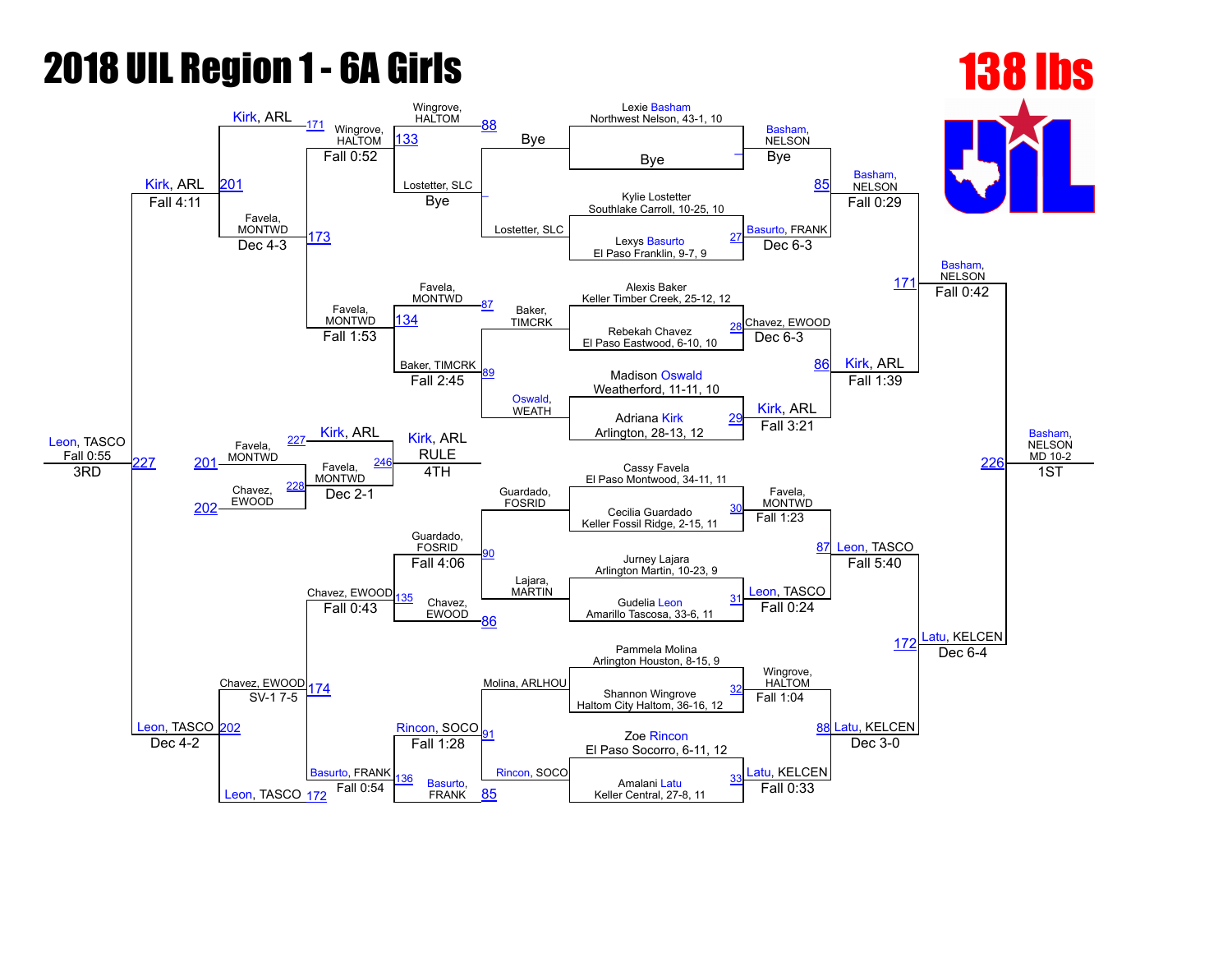# 2018 UIL Region 1 - 6A Girls

## 138 lbs

### Championship Bracket – First Round

| Bout | Wrestler 1 | Wrestler 2 | Winner | Result |
|---|---|---|---|---|
| — | Lexie Basham, Northwest Nelson, 43-1, 10 | Bye | Basham, NELSON | Bye |
| 27 | Kylie Lostetter, Southlake Carroll, 10-25, 10 | Lexys Basurto, El Paso Franklin, 9-7, 9 | Basurto, FRANK | Dec 6-3 |
| 28 | Alexis Baker, Keller Timber Creek, 25-12, 12 | Rebekah Chavez, El Paso Eastwood, 6-10, 10 | Chavez, EWOOD | Dec 6-3 |
| 29 | Madison Oswald, Weatherford, 11-11, 10 | Adriana Kirk, Arlington, 28-13, 12 | Kirk, ARL | Fall 3:21 |
| 30 | Cassy Favela, El Paso Montwood, 34-11, 11 | Cecilia Guardado, Keller Fossil Ridge, 2-15, 11 | Favela, MONTWD | Fall 1:23 |
| 31 | Jurney Lajara, Arlington Martin, 10-23, 9 | Gudelia Leon, Amarillo Tascosa, 33-6, 11 | Leon, TASCO | Fall 0:24 |
| 32 | Pammela Molina, Arlington Houston, 8-15, 9 | Shannon Wingrove, Haltom City Haltom, 36-16, 12 | Wingrove, HALTOM | Fall 1:04 |
| 33 | Zoe Rincon, El Paso Socorro, 6-11, 12 | Amalani Latu, Keller Central, 27-8, 11 | Latu, KELCEN | Fall 0:33 |

### Championship Bracket – Quarterfinals

| Bout | Wrestler 1 | Wrestler 2 | Winner | Result |
|---|---|---|---|---|
| 85 | Basham, NELSON | Basurto, FRANK | Basham, NELSON | Fall 0:29 |
| 86 | Chavez, EWOOD | Kirk, ARL | Kirk, ARL | Fall 1:39 |
| 87 | Favela, MONTWD | Leon, TASCO | Leon, TASCO | Fall 5:40 |
| 88 | Wingrove, HALTOM | Latu, KELCEN | Latu, KELCEN | Dec 3-0 |

### Championship Bracket – Semifinals

| Bout | Wrestler 1 | Wrestler 2 | Winner | Result |
|---|---|---|---|---|
| 171 | Basham, NELSON | Kirk, ARL | Basham, NELSON | Fall 0:42 |
| 172 | Leon, TASCO | Latu, KELCEN | Latu, KELCEN | Dec 6-4 |

### Championship Final

| Bout | Wrestler 1 | Wrestler 2 | Winner | Result |
|---|---|---|---|---|
| 226 | Basham, NELSON | Latu, KELCEN | Basham, NELSON | MD 10-2 |

**1ST:** Basham, NELSON

### Consolation Bracket – First Round

| Bout | Wrestler 1 | Wrestler 2 | Winner | Result |
|---|---|---|---|---|
| 88 | Wingrove, HALTOM | Bye | Wingrove, HALTOM | |
| — | Lostetter, SLC | Bye | Lostetter, SLC | |
| 87 | Baker, TIMCRK | | Baker, TIMCRK | |
| 89 | Oswald, WEATH | | | |
| 90 | Guardado, FOSRID | Lajara, MARTIN | | |
| 86 | Chavez, EWOOD | | Chavez, EWOOD | |
| 91 | Molina, ARLHOU | Rincon, SOCO | | |
| 85 | Basurto, FRANK | | Basurto, FRANK | |

### Consolation Bracket – Second Round

| Bout | Wrestler 1 | Wrestler 2 | Winner | Result |
|---|---|---|---|---|
| 133 | Wingrove, HALTOM | Lostetter, SLC | Wingrove, HALTOM | Bye |
| 134 | Favela, MONTWD | Baker, TIMCRK | Baker, TIMCRK | Fall 2:45 |
| 135 | Guardado, FOSRID | Chavez, EWOOD | Guardado, FOSRID | Fall 4:06 |
| 136 | Rincon, SOCO | Basurto, FRANK | Rincon, SOCO | Fall 1:28 |

### Consolation Bracket – Third Round

| Bout | Wrestler 1 | Wrestler 2 | Winner | Result |
|---|---|---|---|---|
| 171 | Kirk, ARL | Wingrove, HALTOM | Wingrove, HALTOM | Fall 0:52 |
| 173 | Favela, MONTWD | Favela, MONTWD | Favela, MONTWD | Fall 1:53 |
| 174 | Chavez, EWOOD | Guardado, FOSRID | Chavez, EWOOD | Fall 0:43 |
| 172 | Leon, TASCO | Basurto, FRANK | Basurto, FRANK | Fall 0:54 |

### Consolation Semifinals

| Bout | Wrestler 1 | Wrestler 2 | Winner | Result |
|---|---|---|---|---|
| 201 | Kirk, ARL | Favela, MONTWD | Kirk, ARL | Dec 4-3 |
| 202 | Chavez, EWOOD | Leon, TASCO | Leon, TASCO | SV-1 7-5 |

### Consolation Final (3rd Place)

| Bout | Wrestler 1 | Wrestler 2 | Winner | Result |
|---|---|---|---|---|
| 227 | Kirk, ARL | Leon, TASCO | Leon, TASCO | Fall 0:55 |

(Semifinal results: Kirk, ARL – Fall 4:11; Leon, TASCO – Dec 4-2)

**3RD:** Leon, TASCO

### 5th Place

| Bout | Wrestler 1 | Wrestler 2 | Winner | Result |
|---|---|---|---|---|
| 228 | Favela, MONTWD | Chavez, EWOOD | Favela, MONTWD | Dec 2-1 |

### 4th Place

| Bout | Wrestler 1 | Wrestler 2 | Winner | Result |
|---|---|---|---|---|
| 246 | Kirk, ARL | Favela, MONTWD | Kirk, ARL | RULE |

**4TH:** Kirk, ARL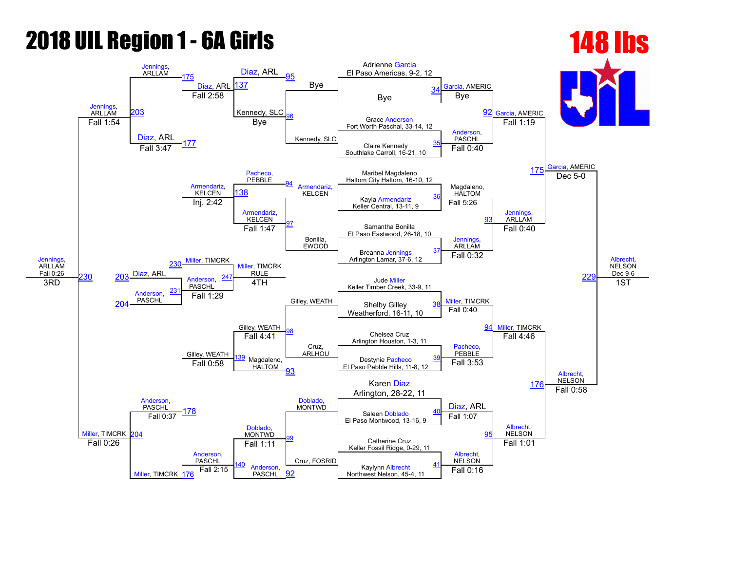# 2018 UIL Region 1 - 6A Girls

## 148 lbs

### Championship Bracket

**First Round**

| Bout | Wrestler 1 | Wrestler 2 | Winner | Result |
|---|---|---|---|---|
| 34 | Adrienne Garcia, El Paso Americas, 9-2, 12 | Bye | Garcia, AMERIC | Bye |
| 35 | Grace Anderson, Fort Worth Paschal, 33-14, 12 | Claire Kennedy, Southlake Carroll, 16-21, 10 | Anderson, PASCHL | Fall 0:40 |
| 36 | Maribel Magdaleno, Haltom City Haltom, 16-10, 12 | Kayla Armendariz, Keller Central, 13-11, 9 | Magdaleno, HALTOM | Fall 5:26 |
| 37 | Samantha Bonilla, El Paso Eastwood, 26-18, 10 | Breanna Jennings, Arlington Lamar, 37-6, 12 | Jennings, ARLLAM | Fall 0:32 |
| 38 | Jude Miller, Keller Timber Creek, 33-9, 11 | Shelby Gilley, Weatherford, 16-11, 10 | Miller, TIMCRK | Fall 0:40 |
| 39 | Chelsea Cruz, Arlington Houston, 1-3, 11 | Destynie Pacheco, El Paso Pebble Hills, 11-8, 12 | Pacheco, PEBBLE | Fall 3:53 |
| 40 | Karen Diaz, Arlington, 28-22, 11 | Saleen Doblado, El Paso Montwood, 13-16, 9 | Diaz, ARL | Fall 1:07 |
| 41 | Catherine Cruz, Keller Fossil Ridge, 0-29, 11 | Kaylynn Albrecht, Northwest Nelson, 45-4, 11 | Albrecht, NELSON | Fall 0:16 |

**Quarterfinals**

| Bout | Wrestler 1 | Wrestler 2 | Winner | Result |
|---|---|---|---|---|
| 92 | Garcia, AMERIC | Anderson, PASCHL | Garcia, AMERIC | Fall 1:19 |
| 93 | Magdaleno, HALTOM | Jennings, ARLLAM | Jennings, ARLLAM | Fall 0:40 |
| 94 | Miller, TIMCRK | Pacheco, PEBBLE | Miller, TIMCRK | Fall 4:46 |
| 95 | Diaz, ARL | Albrecht, NELSON | Albrecht, NELSON | Fall 1:01 |

**Semifinals**

| Bout | Wrestler 1 | Wrestler 2 | Winner | Result |
|---|---|---|---|---|
| 175 | Garcia, AMERIC | Jennings, ARLLAM | Garcia, AMERIC | Dec 5-0 |
| 176 | Miller, TIMCRK | Albrecht, NELSON | Albrecht, NELSON | Fall 0:58 |

**Final**

| Bout | Wrestler 1 | Wrestler 2 | Winner | Result |
|---|---|---|---|---|
| 229 | Garcia, AMERIC | Albrecht, NELSON | Albrecht, NELSON | Dec 9-6 (1ST) |

### Consolation Bracket

| Bout | Wrestler 1 | Wrestler 2 | Winner | Result |
|---|---|---|---|---|
| 95 | Bye | Kennedy, SLC | Kennedy, SLC | Bye |
| 96 | Kennedy, SLC | (loser 95) | Kennedy, SLC | |
| 94 | Armendariz, KELCEN | Pacheco, PEBBLE | | |
| 97 | Bonilla, EWOOD | Armendariz, KELCEN | Armendariz, KELCEN | Fall 1:47 |
| 98 | Gilley, WEATH | Cruz, ARLHOU | Gilley, WEATH | Fall 4:41 |
| 99 | Doblado, MONTWD | Cruz, FOSRID | Doblado, MONTWD | Fall 1:11 |
| 93 | | Magdaleno, HALTOM | | |
| 92 | | Anderson, PASCHL | | |
| 137 | Diaz, ARL | Kennedy, SLC | Diaz, ARL | |
| 138 | Pacheco, PEBBLE | Armendariz, KELCEN | Armendariz, KELCEN | |
| 139 | Gilley, WEATH | Magdaleno, HALTOM | Gilley, WEATH | Fall 0:58 |
| 140 | Doblado, MONTWD | Anderson, PASCHL | Anderson, PASCHL | Fall 2:15 |
| 175 | Jennings, ARLLAM | Diaz, ARL | Diaz, ARL | Fall 2:58 |
| 177 | Diaz, ARL | Armendariz, KELCEN | Diaz, ARL | Inj. 2:42 |
| 178 | Gilley, WEATH | Anderson, PASCHL | Anderson, PASCHL | Fall 0:37 |
| 176 | Miller, TIMCRK | | | |
| 203 | Jennings, ARLLAM | Diaz, ARL | Jennings, ARLLAM | Fall 1:54 |
| 204 | Anderson, PASCHL | Miller, TIMCRK | Miller, TIMCRK | Fall 0:26 |
| 230 | Jennings, ARLLAM | Miller, TIMCRK | Jennings, ARLLAM | Fall 0:26 (3RD) |
| 231 | Diaz, ARL | Anderson, PASCHL | Anderson, PASCHL | |
| 247 | Miller, TIMCRK | Anderson, PASCHL | Miller, TIMCRK | RULE (4TH) |
| | | | Anderson, PASCHL | Fall 1:29 |

### Placements

- 1ST: Albrecht, NELSON (Dec 9-6)
- 3RD: Jennings, ARLLAM (Fall 0:26)
- 4TH: Miller, TIMCRK (RULE)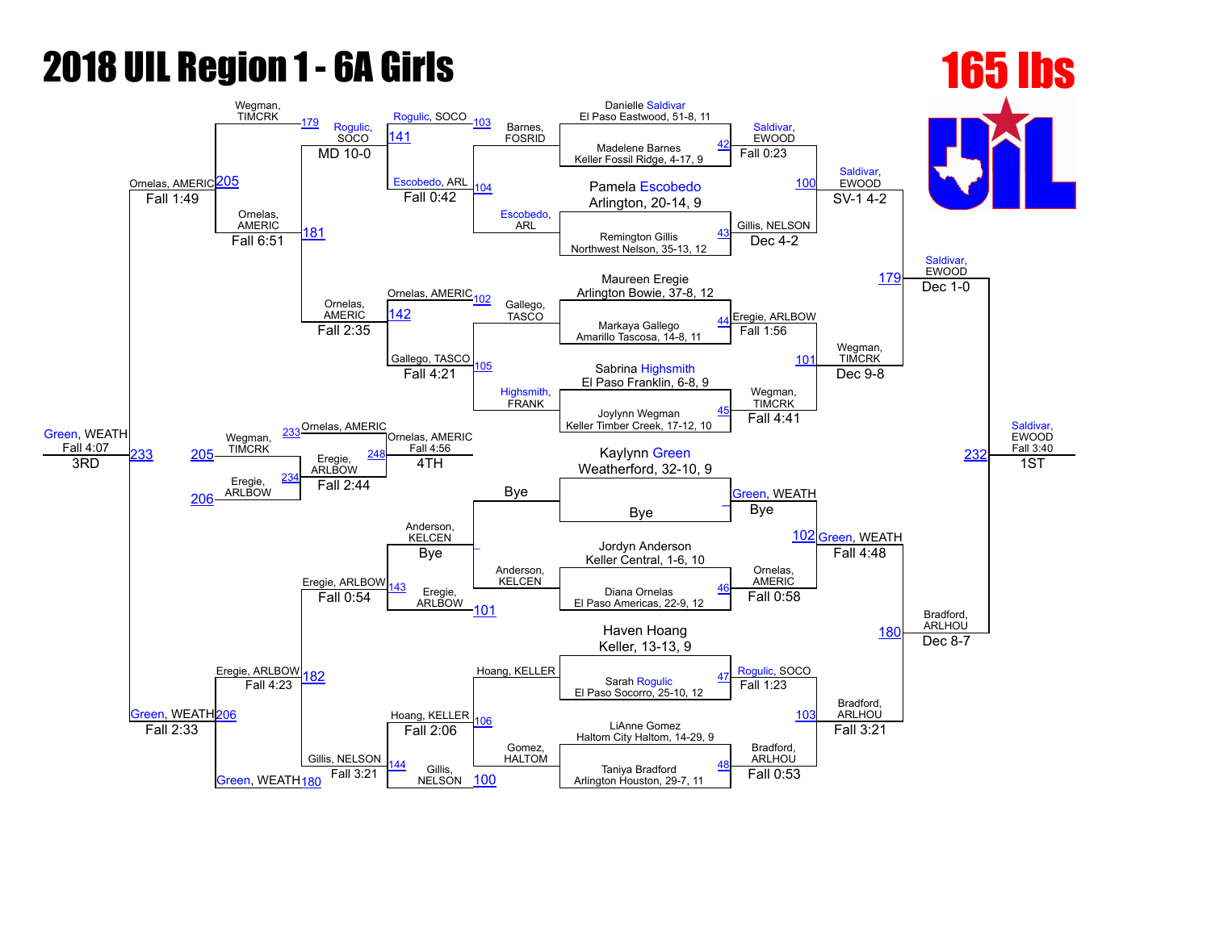# 2018 UIL Region 1 - 6A Girls

## 165 lbs

### Championship Bracket – First Round

| Bout | Wrestler 1 | Wrestler 2 | Winner | Result |
|---|---|---|---|---|
| 42 | Danielle Saldivar, El Paso Eastwood, 51-8, 11 | Madelene Barnes, Keller Fossil Ridge, 4-17, 9 | Saldivar, EWOOD | Fall 0:23 |
| 43 | Pamela Escobedo, Arlington, 20-14, 9 | Remington Gillis, Northwest Nelson, 35-13, 12 | Gillis, NELSON | Dec 4-2 |
| 44 | Maureen Eregie, Arlington Bowie, 37-8, 12 | Markaya Gallego, Amarillo Tascosa, 14-8, 11 | Eregie, ARLBOW | Fall 1:56 |
| 45 | Sabrina Highsmith, El Paso Franklin, 6-8, 9 | Joylynn Wegman, Keller Timber Creek, 17-12, 10 | Wegman, TIMCRK | Fall 4:41 |
| – | Kaylynn Green, Weatherford, 32-10, 9 | Bye | Green, WEATH | Bye |
| 46 | Jordyn Anderson, Keller Central, 1-6, 10 | Diana Ornelas, El Paso Americas, 22-9, 12 | Ornelas, AMERIC | Fall 0:58 |
| 47 | Haven Hoang, Keller, 13-13, 9 | Sarah Rogulic, El Paso Socorro, 25-10, 12 | Rogulic, SOCO | Fall 1:23 |
| 48 | LiAnne Gomez, Haltom City Haltom, 14-29, 9 | Taniya Bradford, Arlington Houston, 29-7, 11 | Bradford, ARLHOU | Fall 0:53 |

### Championship Bracket – Quarterfinals

| Bout | Winner | Result |
|---|---|---|
| 100 | Saldivar, EWOOD | SV-1 4-2 |
| 101 | Wegman, TIMCRK | Dec 9-8 |
| 102 | Green, WEATH | Fall 4:48 |
| 103 | Bradford, ARLHOU | Fall 3:21 |

### Championship Bracket – Semifinals

| Bout | Winner | Result |
|---|---|---|
| 179 | Saldivar, EWOOD | Dec 1-0 |
| 180 | Bradford, ARLHOU | Dec 8-7 |

### Championship Final

| Bout | Winner | Result |
|---|---|---|
| 232 | Saldivar, EWOOD | Fall 3:40 — 1ST |

### Consolation Bracket – First Round

| Bout | Wrestlers | Winner | Result |
|---|---|---|---|
| 103 | Barnes, FOSRID vs. Rogulic, SOCO | Rogulic, SOCO | |
| 104 | Escobedo, ARL | Escobedo, ARL | |
| 102 | Gallego, TASCO vs. Ornelas, AMERIC | Ornelas, AMERIC | |
| 105 | Highsmith, FRANK vs. Gallego, TASCO | Gallego, TASCO | |
| – | Bye vs. Anderson, KELCEN | Anderson, KELCEN | Bye |
| 101 | Anderson, KELCEN vs. Eregie, ARLBOW | Eregie, ARLBOW | |
| 106 | Hoang, KELLER | Hoang, KELLER | |
| 100 | Gomez, HALTOM vs. Gillis, NELSON | Gillis, NELSON | |

### Consolation Bracket – Second Round

| Bout | Wrestlers | Winner | Result |
|---|---|---|---|
| 141 | Rogulic, SOCO vs. Escobedo, ARL | Rogulic, SOCO | Fall 0:42 |
| 142 | Ornelas, AMERIC vs. Gallego, TASCO | Ornelas, AMERIC | Fall 4:21 |
| 143 | Anderson, KELCEN vs. Eregie, ARLBOW | Eregie, ARLBOW | Bye |
| 144 | Hoang, KELLER vs. Gillis, NELSON | Gillis, NELSON | Fall 2:06 |

### Consolation Bracket – Third Round

| Bout | Wrestlers | Winner | Result |
|---|---|---|---|
| 179 | Wegman, TIMCRK vs. Rogulic, SOCO | Rogulic, SOCO | MD 10-0 |
| 181 | Ornelas, AMERIC vs. Ornelas, AMERIC | Ornelas, AMERIC | Fall 2:35 |
| 182 | Eregie, ARLBOW vs. Gillis, NELSON | Eregie, ARLBOW | Fall 0:54 |
| 180 | Green, WEATH vs. Gillis, NELSON | Gillis, NELSON | Fall 3:21 |

### Consolation Bracket – Fourth Round

| Bout | Wrestlers | Winner | Result |
|---|---|---|---|
| 205 | Wegman, TIMCRK vs. Ornelas, AMERIC | Ornelas, AMERIC | Fall 6:51 |
| 206 | Eregie, ARLBOW vs. Green, WEATH | Green, WEATH | Fall 4:23 |

### Consolation Semifinals / Third Place

| Bout | Wrestlers | Winner | Result |
|---|---|---|---|
| 205 | Ornelas, AMERIC | Ornelas, AMERIC | Fall 1:49 |
| 206 | Green, WEATH | Green, WEATH | Fall 2:33 |
| 233 | Ornelas, AMERIC vs. Green, WEATH | Green, WEATH | Fall 4:07 — 3RD |

### Fourth Place

| Bout | Wrestlers | Winner | Result |
|---|---|---|---|
| 205 / 206 | Wegman, TIMCRK vs. Eregie, ARLBOW | Eregie, ARLBOW | |
| 233 | Ornelas, AMERIC | Ornelas, AMERIC | |
| 234 | Eregie, ARLBOW | Eregie, ARLBOW | Fall 2:44 |
| 248 | Ornelas, AMERIC vs. Eregie, ARLBOW | Ornelas, AMERIC | Fall 4:56 — 4TH |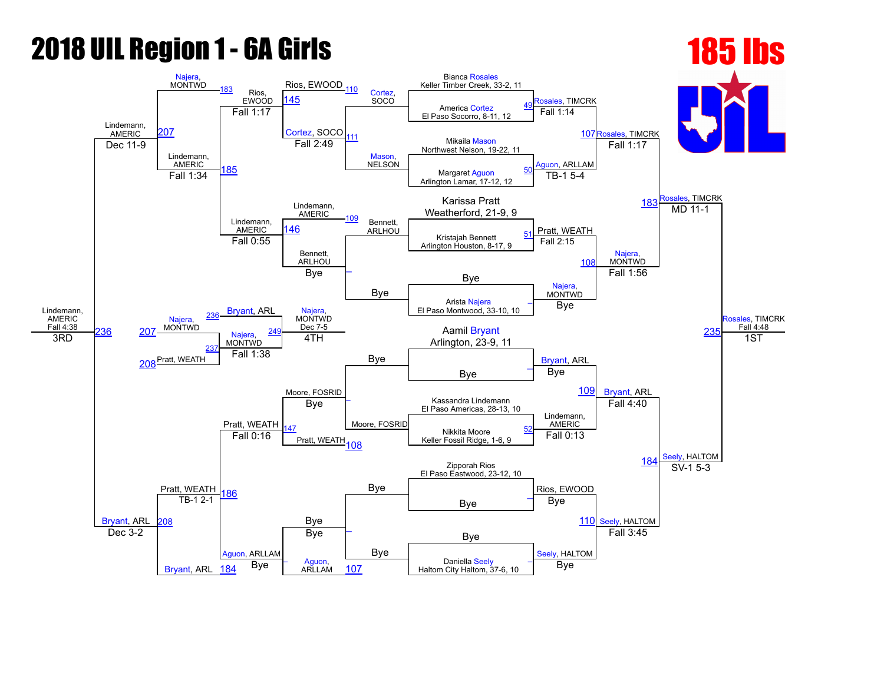# 2018 UIL Region 1 - 6A Girls

## 185 lbs

### Championship Bracket

**Seeds / First Round**

| Bout | Wrestler | Opponent | Winner | Result |
|---|---|---|---|---|
| 49 | Bianca Rosales, Keller Timber Creek, 33-2, 11 | America Cortez, El Paso Socorro, 8-11, 12 | Rosales, TIMCRK | Fall 1:14 |
| 50 | Mikaila Mason, Northwest Nelson, 19-22, 11 | Margaret Aguon, Arlington Lamar, 17-12, 12 | Aguon, ARLLAM | TB-1 5-4 |
| 51 | Karissa Pratt, Weatherford, 21-9, 9 | Kristajah Bennett, Arlington Houston, 8-17, 9 | Pratt, WEATH | Fall 2:15 |
| – | Bye | Arista Najera, El Paso Montwood, 33-10, 10 | Najera, MONTWD | Bye |
| – | Aamil Bryant, Arlington, 23-9, 11 | Bye | Bryant, ARL | Bye |
| 52 | Kassandra Lindemann, El Paso Americas, 28-13, 10 | Nikkita Moore, Keller Fossil Ridge, 1-6, 9 | Lindemann, AMERIC | Fall 0:13 |
| – | Zipporah Rios, El Paso Eastwood, 23-12, 10 | Bye | Rios, EWOOD | Bye |
| – | Bye | Daniella Seely, Haltom City Haltom, 37-6, 10 | Seely, HALTOM | Bye |

**Quarterfinals**

| Bout | Winner | Result |
|---|---|---|
| 107 | Rosales, TIMCRK | Fall 1:17 |
| 108 | Najera, MONTWD | Fall 1:56 |
| 109 | Bryant, ARL | Fall 4:40 |
| 110 | Seely, HALTOM | Fall 3:45 |

**Semifinals**

| Bout | Winner | Result |
|---|---|---|
| 183 | Rosales, TIMCRK | MD 11-1 |
| 184 | Seely, HALTOM | SV-1 5-3 |

**Final**

| Bout | Winner | Result | Place |
|---|---|---|---|
| 235 | Rosales, TIMCRK | Fall 4:48 | 1ST |

### Consolation Bracket

| Bout | Wrestlers | Winner | Result |
|---|---|---|---|
| 110 | Cortez, SOCO vs Mason, NELSON | Cortez, SOCO | Fall 2:49 (111) |
| 109 | Lindemann, AMERIC vs Bennett, ARLHOU | Bennett, ARLHOU | Bye |
| – | Bennett, ARLHOU vs Bye | Bennett, ARLHOU | Bye |
| – | Bye vs Moore, FOSRID | Moore, FOSRID | Bye |
| 108 | Moore, FOSRID vs Pratt, WEATH | Pratt, WEATH | – |
| – | Bye vs Bye | Bye | – |
| 107 | Bye vs Aguon, ARLLAM | Aguon, ARLLAM | Bye |
| 145 | Rios, EWOOD vs Cortez, SOCO | Rios, EWOOD | Fall 1:17 |
| 146 | Lindemann, AMERIC vs Bennett, ARLHOU | Lindemann, AMERIC | Fall 0:55 |
| 147 | Moore, FOSRID vs Pratt, WEATH | Pratt, WEATH | Fall 0:16 |
| – | Bye vs Aguon, ARLLAM | Aguon, ARLLAM | Bye |
| 183 | Najera, MONTWD vs Rios, EWOOD | Najera, MONTWD | – |
| 185 | Rios, EWOOD vs Lindemann, AMERIC | Lindemann, AMERIC | Fall 1:34 |
| 184 | Bryant, ARL vs Aguon, ARLLAM | Bryant, ARL | – |
| 186 | Pratt, WEATH vs Aguon, ARLLAM | Pratt, WEATH | TB-1 2-1 |
| 207 | Najera, MONTWD vs Lindemann, AMERIC | Lindemann, AMERIC | Dec 11-9 |
| 208 | Bryant, ARL vs Pratt, WEATH | Bryant, ARL | Dec 3-2 |
| 236 | Lindemann, AMERIC vs Bryant, ARL | Lindemann, AMERIC | Fall 4:38 — 3RD |
| 237 | Najera, MONTWD vs Pratt, WEATH | Najera, MONTWD | Fall 1:38 |
| 249 | Bryant, ARL vs Najera, MONTWD | Najera, MONTWD | Dec 7-5 — 4TH |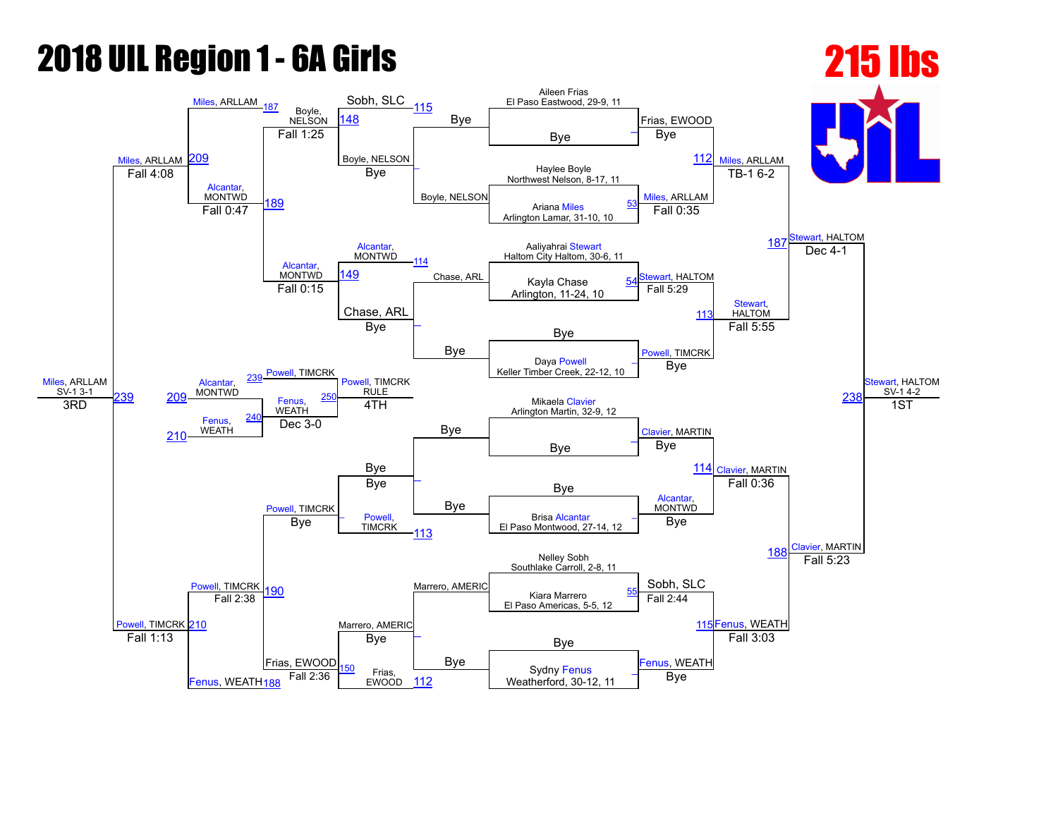# 2018 UIL Region 1 - 6A Girls

## 215 lbs

Aileen Frias
El Paso Eastwood, 29-9, 11

Bye

Frias, EWOOD
Bye

Haylee Boyle
Northwest Nelson, 8-17, 11

Boyle, NELSON

Ariana Miles
Arlington Lamar, 31-10, 10

53 Miles, ARLLAM
Fall 0:35

112 Miles, ARLLAM
TB-1 6-2

Aaliyahrai Stewart
Haltom City Haltom, 30-6, 11

Chase, ARL

Kayla Chase
Arlington, 11-24, 10

54 Stewart, HALTOM
Fall 5:29

187 Stewart, HALTOM
Dec 4-1

113 Stewart, HALTOM
Fall 5:55

Bye

Bye

Daya Powell
Keller Timber Creek, 22-12, 10

Powell, TIMCRK
Bye

238 Stewart, HALTOM
SV-1 4-2
1ST

Mikaela Clavier
Arlington Martin, 32-9, 12

Bye

Bye

Clavier, MARTIN
Bye

114 Clavier, MARTIN
Fall 0:36

Bye

Bye

Brisa Alcantar
El Paso Montwood, 27-14, 12

Alcantar, MONTWD
Bye

188 Clavier, MARTIN
Fall 5:23

Nelley Sobh
Southlake Carroll, 2-8, 11

Marrero, AMERIC

Kiara Marrero
El Paso Americas, 5-5, 12

55 Sobh, SLC
Fall 2:44

115 Fenus, WEATH
Fall 3:03

Bye

Bye

Sydny Fenus
Weatherford, 30-12, 11

Fenus, WEATH
Bye

### Consolation

Miles, ARLLAM 187

Boyle, NELSON
Fall 1:25

Sobh, SLC 115

148 Boyle, NELSON
Bye

Bye

209 Miles, ARLLAM
Fall 4:08

Alcantar, MONTWD
Fall 0:47 189

Alcantar, MONTWD 114

149 Alcantar, MONTWD
Fall 0:15

Chase, ARL
Bye

239 Miles, ARLLAM
SV-1 3-1
3RD

239 Powell, TIMCRK

209 Alcantar, MONTWD

240 Fenus, WEATH
Dec 3-0

210 Fenus, WEATH

250 Powell, TIMCRK
RULE
4TH

Powell, TIMCRK
Bye

Bye
Bye

Powell, TIMCRK 113

190 Powell, TIMCRK
Fall 2:38

210 Powell, TIMCRK
Fall 1:13

Frias, EWOOD
Fall 2:36 150

Marrero, AMERIC
Bye

Frias, EWOOD 112

Fenus, WEATH 188